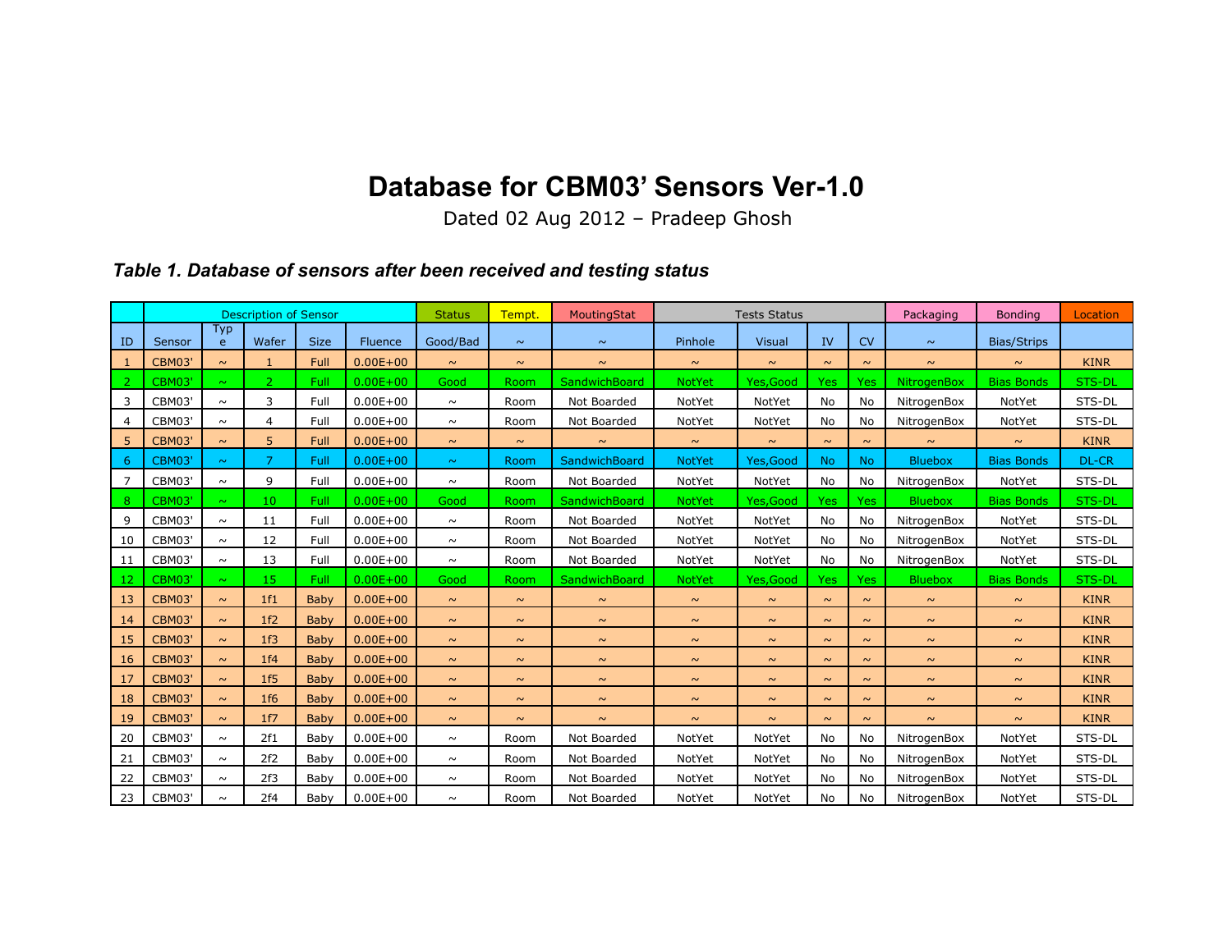# Database for CBM03' Sensors Ver-1.0

Dated 02 Aug 2012 – Pradeep Ghosh

***Table 1. Database of sensors after been received and testing status***

| | Description of Sensor | | | | | Status | Tempt. | MoutingStat | Tests Status | | | | Packaging | Bonding | Location |
|---|---|---|---|---|---|---|---|---|---|---|---|---|---|---|---|
| ID | Sensor | Type | Wafer | Size | Fluence | Good/Bad | ~ | ~ | Pinhole | Visual | IV | CV | ~ | Bias/Strips | |
| 1 | CBM03' | ~ | 1 | Full | 0.00E+00 | ~ | ~ | ~ | ~ | ~ | ~ | ~ | ~ | ~ | KINR |
| 2 | CBM03' | ~ | 2 | Full | 0.00E+00 | Good | Room | SandwichBoard | NotYet | Yes,Good | Yes | Yes | NitrogenBox | Bias Bonds | STS-DL |
| 3 | CBM03' | ~ | 3 | Full | 0.00E+00 | ~ | Room | Not Boarded | NotYet | NotYet | No | No | NitrogenBox | NotYet | STS-DL |
| 4 | CBM03' | ~ | 4 | Full | 0.00E+00 | ~ | Room | Not Boarded | NotYet | NotYet | No | No | NitrogenBox | NotYet | STS-DL |
| 5 | CBM03' | ~ | 5 | Full | 0.00E+00 | ~ | ~ | ~ | ~ | ~ | ~ | ~ | ~ | ~ | KINR |
| 6 | CBM03' | ~ | 7 | Full | 0.00E+00 | ~ | Room | SandwichBoard | NotYet | Yes,Good | No | No | Bluebox | Bias Bonds | DL-CR |
| 7 | CBM03' | ~ | 9 | Full | 0.00E+00 | ~ | Room | Not Boarded | NotYet | NotYet | No | No | NitrogenBox | NotYet | STS-DL |
| 8 | CBM03' | ~ | 10 | Full | 0.00E+00 | Good | Room | SandwichBoard | NotYet | Yes,Good | Yes | Yes | Bluebox | Bias Bonds | STS-DL |
| 9 | CBM03' | ~ | 11 | Full | 0.00E+00 | ~ | Room | Not Boarded | NotYet | NotYet | No | No | NitrogenBox | NotYet | STS-DL |
| 10 | CBM03' | ~ | 12 | Full | 0.00E+00 | ~ | Room | Not Boarded | NotYet | NotYet | No | No | NitrogenBox | NotYet | STS-DL |
| 11 | CBM03' | ~ | 13 | Full | 0.00E+00 | ~ | Room | Not Boarded | NotYet | NotYet | No | No | NitrogenBox | NotYet | STS-DL |
| 12 | CBM03' | ~ | 15 | Full | 0.00E+00 | Good | Room | SandwichBoard | NotYet | Yes,Good | Yes | Yes | Bluebox | Bias Bonds | STS-DL |
| 13 | CBM03' | ~ | 1f1 | Baby | 0.00E+00 | ~ | ~ | ~ | ~ | ~ | ~ | ~ | ~ | ~ | KINR |
| 14 | CBM03' | ~ | 1f2 | Baby | 0.00E+00 | ~ | ~ | ~ | ~ | ~ | ~ | ~ | ~ | ~ | KINR |
| 15 | CBM03' | ~ | 1f3 | Baby | 0.00E+00 | ~ | ~ | ~ | ~ | ~ | ~ | ~ | ~ | ~ | KINR |
| 16 | CBM03' | ~ | 1f4 | Baby | 0.00E+00 | ~ | ~ | ~ | ~ | ~ | ~ | ~ | ~ | ~ | KINR |
| 17 | CBM03' | ~ | 1f5 | Baby | 0.00E+00 | ~ | ~ | ~ | ~ | ~ | ~ | ~ | ~ | ~ | KINR |
| 18 | CBM03' | ~ | 1f6 | Baby | 0.00E+00 | ~ | ~ | ~ | ~ | ~ | ~ | ~ | ~ | ~ | KINR |
| 19 | CBM03' | ~ | 1f7 | Baby | 0.00E+00 | ~ | ~ | ~ | ~ | ~ | ~ | ~ | ~ | ~ | KINR |
| 20 | CBM03' | ~ | 2f1 | Baby | 0.00E+00 | ~ | Room | Not Boarded | NotYet | NotYet | No | No | NitrogenBox | NotYet | STS-DL |
| 21 | CBM03' | ~ | 2f2 | Baby | 0.00E+00 | ~ | Room | Not Boarded | NotYet | NotYet | No | No | NitrogenBox | NotYet | STS-DL |
| 22 | CBM03' | ~ | 2f3 | Baby | 0.00E+00 | ~ | Room | Not Boarded | NotYet | NotYet | No | No | NitrogenBox | NotYet | STS-DL |
| 23 | CBM03' | ~ | 2f4 | Baby | 0.00E+00 | ~ | Room | Not Boarded | NotYet | NotYet | No | No | NitrogenBox | NotYet | STS-DL |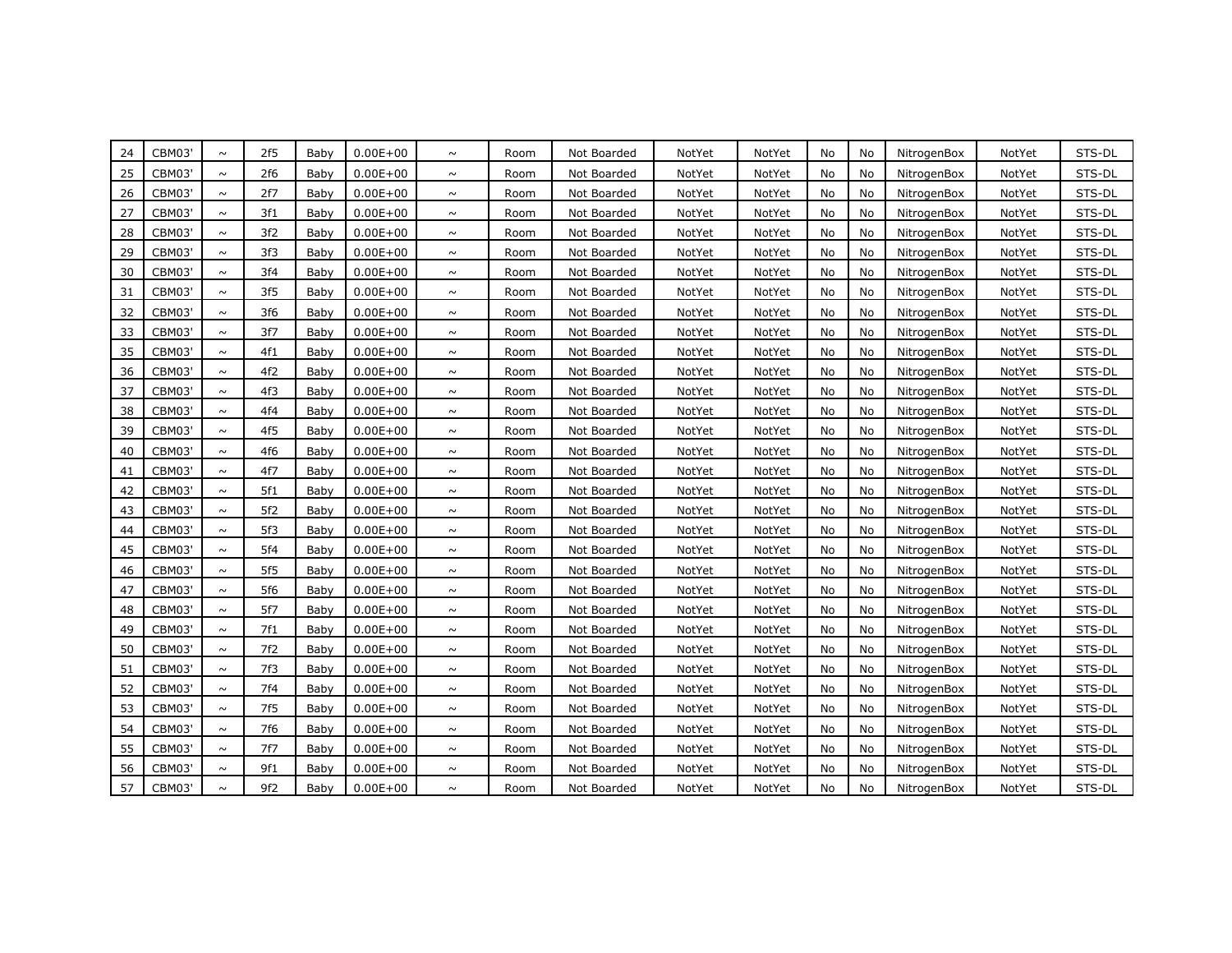| | | | | | | | | | | | | | | | |
|---|---|---|---|---|---|---|---|---|---|---|---|---|---|---|---|
| 24 | CBM03' | ~ | 2f5 | Baby | 0.00E+00 | ~ | Room | Not Boarded | NotYet | NotYet | No | No | NitrogenBox | NotYet | STS-DL |
| 25 | CBM03' | ~ | 2f6 | Baby | 0.00E+00 | ~ | Room | Not Boarded | NotYet | NotYet | No | No | NitrogenBox | NotYet | STS-DL |
| 26 | CBM03' | ~ | 2f7 | Baby | 0.00E+00 | ~ | Room | Not Boarded | NotYet | NotYet | No | No | NitrogenBox | NotYet | STS-DL |
| 27 | CBM03' | ~ | 3f1 | Baby | 0.00E+00 | ~ | Room | Not Boarded | NotYet | NotYet | No | No | NitrogenBox | NotYet | STS-DL |
| 28 | CBM03' | ~ | 3f2 | Baby | 0.00E+00 | ~ | Room | Not Boarded | NotYet | NotYet | No | No | NitrogenBox | NotYet | STS-DL |
| 29 | CBM03' | ~ | 3f3 | Baby | 0.00E+00 | ~ | Room | Not Boarded | NotYet | NotYet | No | No | NitrogenBox | NotYet | STS-DL |
| 30 | CBM03' | ~ | 3f4 | Baby | 0.00E+00 | ~ | Room | Not Boarded | NotYet | NotYet | No | No | NitrogenBox | NotYet | STS-DL |
| 31 | CBM03' | ~ | 3f5 | Baby | 0.00E+00 | ~ | Room | Not Boarded | NotYet | NotYet | No | No | NitrogenBox | NotYet | STS-DL |
| 32 | CBM03' | ~ | 3f6 | Baby | 0.00E+00 | ~ | Room | Not Boarded | NotYet | NotYet | No | No | NitrogenBox | NotYet | STS-DL |
| 33 | CBM03' | ~ | 3f7 | Baby | 0.00E+00 | ~ | Room | Not Boarded | NotYet | NotYet | No | No | NitrogenBox | NotYet | STS-DL |
| 35 | CBM03' | ~ | 4f1 | Baby | 0.00E+00 | ~ | Room | Not Boarded | NotYet | NotYet | No | No | NitrogenBox | NotYet | STS-DL |
| 36 | CBM03' | ~ | 4f2 | Baby | 0.00E+00 | ~ | Room | Not Boarded | NotYet | NotYet | No | No | NitrogenBox | NotYet | STS-DL |
| 37 | CBM03' | ~ | 4f3 | Baby | 0.00E+00 | ~ | Room | Not Boarded | NotYet | NotYet | No | No | NitrogenBox | NotYet | STS-DL |
| 38 | CBM03' | ~ | 4f4 | Baby | 0.00E+00 | ~ | Room | Not Boarded | NotYet | NotYet | No | No | NitrogenBox | NotYet | STS-DL |
| 39 | CBM03' | ~ | 4f5 | Baby | 0.00E+00 | ~ | Room | Not Boarded | NotYet | NotYet | No | No | NitrogenBox | NotYet | STS-DL |
| 40 | CBM03' | ~ | 4f6 | Baby | 0.00E+00 | ~ | Room | Not Boarded | NotYet | NotYet | No | No | NitrogenBox | NotYet | STS-DL |
| 41 | CBM03' | ~ | 4f7 | Baby | 0.00E+00 | ~ | Room | Not Boarded | NotYet | NotYet | No | No | NitrogenBox | NotYet | STS-DL |
| 42 | CBM03' | ~ | 5f1 | Baby | 0.00E+00 | ~ | Room | Not Boarded | NotYet | NotYet | No | No | NitrogenBox | NotYet | STS-DL |
| 43 | CBM03' | ~ | 5f2 | Baby | 0.00E+00 | ~ | Room | Not Boarded | NotYet | NotYet | No | No | NitrogenBox | NotYet | STS-DL |
| 44 | CBM03' | ~ | 5f3 | Baby | 0.00E+00 | ~ | Room | Not Boarded | NotYet | NotYet | No | No | NitrogenBox | NotYet | STS-DL |
| 45 | CBM03' | ~ | 5f4 | Baby | 0.00E+00 | ~ | Room | Not Boarded | NotYet | NotYet | No | No | NitrogenBox | NotYet | STS-DL |
| 46 | CBM03' | ~ | 5f5 | Baby | 0.00E+00 | ~ | Room | Not Boarded | NotYet | NotYet | No | No | NitrogenBox | NotYet | STS-DL |
| 47 | CBM03' | ~ | 5f6 | Baby | 0.00E+00 | ~ | Room | Not Boarded | NotYet | NotYet | No | No | NitrogenBox | NotYet | STS-DL |
| 48 | CBM03' | ~ | 5f7 | Baby | 0.00E+00 | ~ | Room | Not Boarded | NotYet | NotYet | No | No | NitrogenBox | NotYet | STS-DL |
| 49 | CBM03' | ~ | 7f1 | Baby | 0.00E+00 | ~ | Room | Not Boarded | NotYet | NotYet | No | No | NitrogenBox | NotYet | STS-DL |
| 50 | CBM03' | ~ | 7f2 | Baby | 0.00E+00 | ~ | Room | Not Boarded | NotYet | NotYet | No | No | NitrogenBox | NotYet | STS-DL |
| 51 | CBM03' | ~ | 7f3 | Baby | 0.00E+00 | ~ | Room | Not Boarded | NotYet | NotYet | No | No | NitrogenBox | NotYet | STS-DL |
| 52 | CBM03' | ~ | 7f4 | Baby | 0.00E+00 | ~ | Room | Not Boarded | NotYet | NotYet | No | No | NitrogenBox | NotYet | STS-DL |
| 53 | CBM03' | ~ | 7f5 | Baby | 0.00E+00 | ~ | Room | Not Boarded | NotYet | NotYet | No | No | NitrogenBox | NotYet | STS-DL |
| 54 | CBM03' | ~ | 7f6 | Baby | 0.00E+00 | ~ | Room | Not Boarded | NotYet | NotYet | No | No | NitrogenBox | NotYet | STS-DL |
| 55 | CBM03' | ~ | 7f7 | Baby | 0.00E+00 | ~ | Room | Not Boarded | NotYet | NotYet | No | No | NitrogenBox | NotYet | STS-DL |
| 56 | CBM03' | ~ | 9f1 | Baby | 0.00E+00 | ~ | Room | Not Boarded | NotYet | NotYet | No | No | NitrogenBox | NotYet | STS-DL |
| 57 | CBM03' | ~ | 9f2 | Baby | 0.00E+00 | ~ | Room | Not Boarded | NotYet | NotYet | No | No | NitrogenBox | NotYet | STS-DL |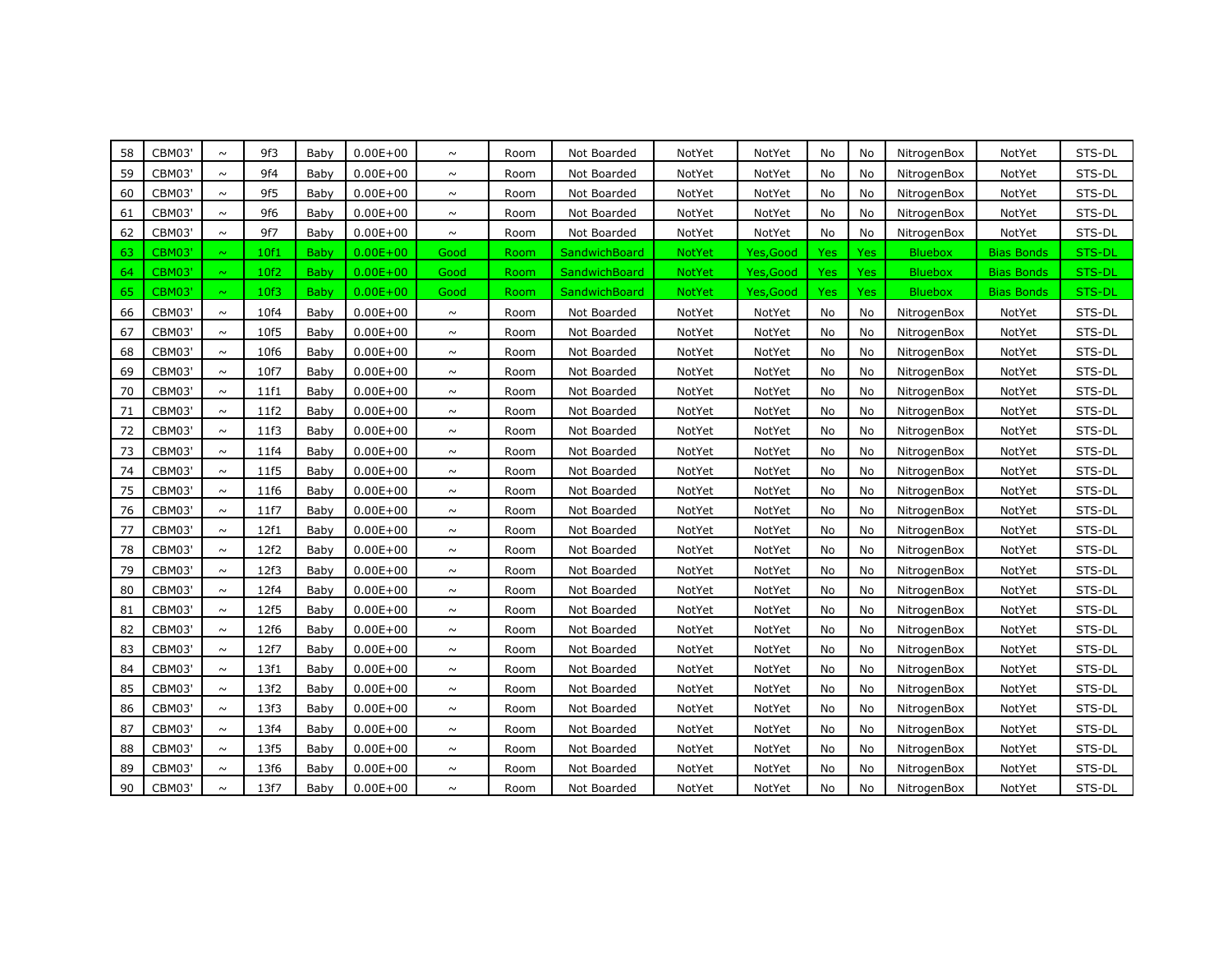| 58 | CBM03' | ~ | 9f3 | Baby | 0.00E+00 | ~ | Room | Not Boarded | NotYet | NotYet | No | No | NitrogenBox | NotYet | STS-DL |
|---|---|---|---|---|---|---|---|---|---|---|---|---|---|---|---|
| 59 | CBM03' | ~ | 9f4 | Baby | 0.00E+00 | ~ | Room | Not Boarded | NotYet | NotYet | No | No | NitrogenBox | NotYet | STS-DL |
| 60 | CBM03' | ~ | 9f5 | Baby | 0.00E+00 | ~ | Room | Not Boarded | NotYet | NotYet | No | No | NitrogenBox | NotYet | STS-DL |
| 61 | CBM03' | ~ | 9f6 | Baby | 0.00E+00 | ~ | Room | Not Boarded | NotYet | NotYet | No | No | NitrogenBox | NotYet | STS-DL |
| 62 | CBM03' | ~ | 9f7 | Baby | 0.00E+00 | ~ | Room | Not Boarded | NotYet | NotYet | No | No | NitrogenBox | NotYet | STS-DL |
| 63 | CBM03' | ~ | 10f1 | Baby | 0.00E+00 | Good | Room | SandwichBoard | NotYet | Yes,Good | Yes | Yes | Bluebox | Bias Bonds | STS-DL |
| 64 | CBM03' | ~ | 10f2 | Baby | 0.00E+00 | Good | Room | SandwichBoard | NotYet | Yes,Good | Yes | Yes | Bluebox | Bias Bonds | STS-DL |
| 65 | CBM03' | ~ | 10f3 | Baby | 0.00E+00 | Good | Room | SandwichBoard | NotYet | Yes,Good | Yes | Yes | Bluebox | Bias Bonds | STS-DL |
| 66 | CBM03' | ~ | 10f4 | Baby | 0.00E+00 | ~ | Room | Not Boarded | NotYet | NotYet | No | No | NitrogenBox | NotYet | STS-DL |
| 67 | CBM03' | ~ | 10f5 | Baby | 0.00E+00 | ~ | Room | Not Boarded | NotYet | NotYet | No | No | NitrogenBox | NotYet | STS-DL |
| 68 | CBM03' | ~ | 10f6 | Baby | 0.00E+00 | ~ | Room | Not Boarded | NotYet | NotYet | No | No | NitrogenBox | NotYet | STS-DL |
| 69 | CBM03' | ~ | 10f7 | Baby | 0.00E+00 | ~ | Room | Not Boarded | NotYet | NotYet | No | No | NitrogenBox | NotYet | STS-DL |
| 70 | CBM03' | ~ | 11f1 | Baby | 0.00E+00 | ~ | Room | Not Boarded | NotYet | NotYet | No | No | NitrogenBox | NotYet | STS-DL |
| 71 | CBM03' | ~ | 11f2 | Baby | 0.00E+00 | ~ | Room | Not Boarded | NotYet | NotYet | No | No | NitrogenBox | NotYet | STS-DL |
| 72 | CBM03' | ~ | 11f3 | Baby | 0.00E+00 | ~ | Room | Not Boarded | NotYet | NotYet | No | No | NitrogenBox | NotYet | STS-DL |
| 73 | CBM03' | ~ | 11f4 | Baby | 0.00E+00 | ~ | Room | Not Boarded | NotYet | NotYet | No | No | NitrogenBox | NotYet | STS-DL |
| 74 | CBM03' | ~ | 11f5 | Baby | 0.00E+00 | ~ | Room | Not Boarded | NotYet | NotYet | No | No | NitrogenBox | NotYet | STS-DL |
| 75 | CBM03' | ~ | 11f6 | Baby | 0.00E+00 | ~ | Room | Not Boarded | NotYet | NotYet | No | No | NitrogenBox | NotYet | STS-DL |
| 76 | CBM03' | ~ | 11f7 | Baby | 0.00E+00 | ~ | Room | Not Boarded | NotYet | NotYet | No | No | NitrogenBox | NotYet | STS-DL |
| 77 | CBM03' | ~ | 12f1 | Baby | 0.00E+00 | ~ | Room | Not Boarded | NotYet | NotYet | No | No | NitrogenBox | NotYet | STS-DL |
| 78 | CBM03' | ~ | 12f2 | Baby | 0.00E+00 | ~ | Room | Not Boarded | NotYet | NotYet | No | No | NitrogenBox | NotYet | STS-DL |
| 79 | CBM03' | ~ | 12f3 | Baby | 0.00E+00 | ~ | Room | Not Boarded | NotYet | NotYet | No | No | NitrogenBox | NotYet | STS-DL |
| 80 | CBM03' | ~ | 12f4 | Baby | 0.00E+00 | ~ | Room | Not Boarded | NotYet | NotYet | No | No | NitrogenBox | NotYet | STS-DL |
| 81 | CBM03' | ~ | 12f5 | Baby | 0.00E+00 | ~ | Room | Not Boarded | NotYet | NotYet | No | No | NitrogenBox | NotYet | STS-DL |
| 82 | CBM03' | ~ | 12f6 | Baby | 0.00E+00 | ~ | Room | Not Boarded | NotYet | NotYet | No | No | NitrogenBox | NotYet | STS-DL |
| 83 | CBM03' | ~ | 12f7 | Baby | 0.00E+00 | ~ | Room | Not Boarded | NotYet | NotYet | No | No | NitrogenBox | NotYet | STS-DL |
| 84 | CBM03' | ~ | 13f1 | Baby | 0.00E+00 | ~ | Room | Not Boarded | NotYet | NotYet | No | No | NitrogenBox | NotYet | STS-DL |
| 85 | CBM03' | ~ | 13f2 | Baby | 0.00E+00 | ~ | Room | Not Boarded | NotYet | NotYet | No | No | NitrogenBox | NotYet | STS-DL |
| 86 | CBM03' | ~ | 13f3 | Baby | 0.00E+00 | ~ | Room | Not Boarded | NotYet | NotYet | No | No | NitrogenBox | NotYet | STS-DL |
| 87 | CBM03' | ~ | 13f4 | Baby | 0.00E+00 | ~ | Room | Not Boarded | NotYet | NotYet | No | No | NitrogenBox | NotYet | STS-DL |
| 88 | CBM03' | ~ | 13f5 | Baby | 0.00E+00 | ~ | Room | Not Boarded | NotYet | NotYet | No | No | NitrogenBox | NotYet | STS-DL |
| 89 | CBM03' | ~ | 13f6 | Baby | 0.00E+00 | ~ | Room | Not Boarded | NotYet | NotYet | No | No | NitrogenBox | NotYet | STS-DL |
| 90 | CBM03' | ~ | 13f7 | Baby | 0.00E+00 | ~ | Room | Not Boarded | NotYet | NotYet | No | No | NitrogenBox | NotYet | STS-DL |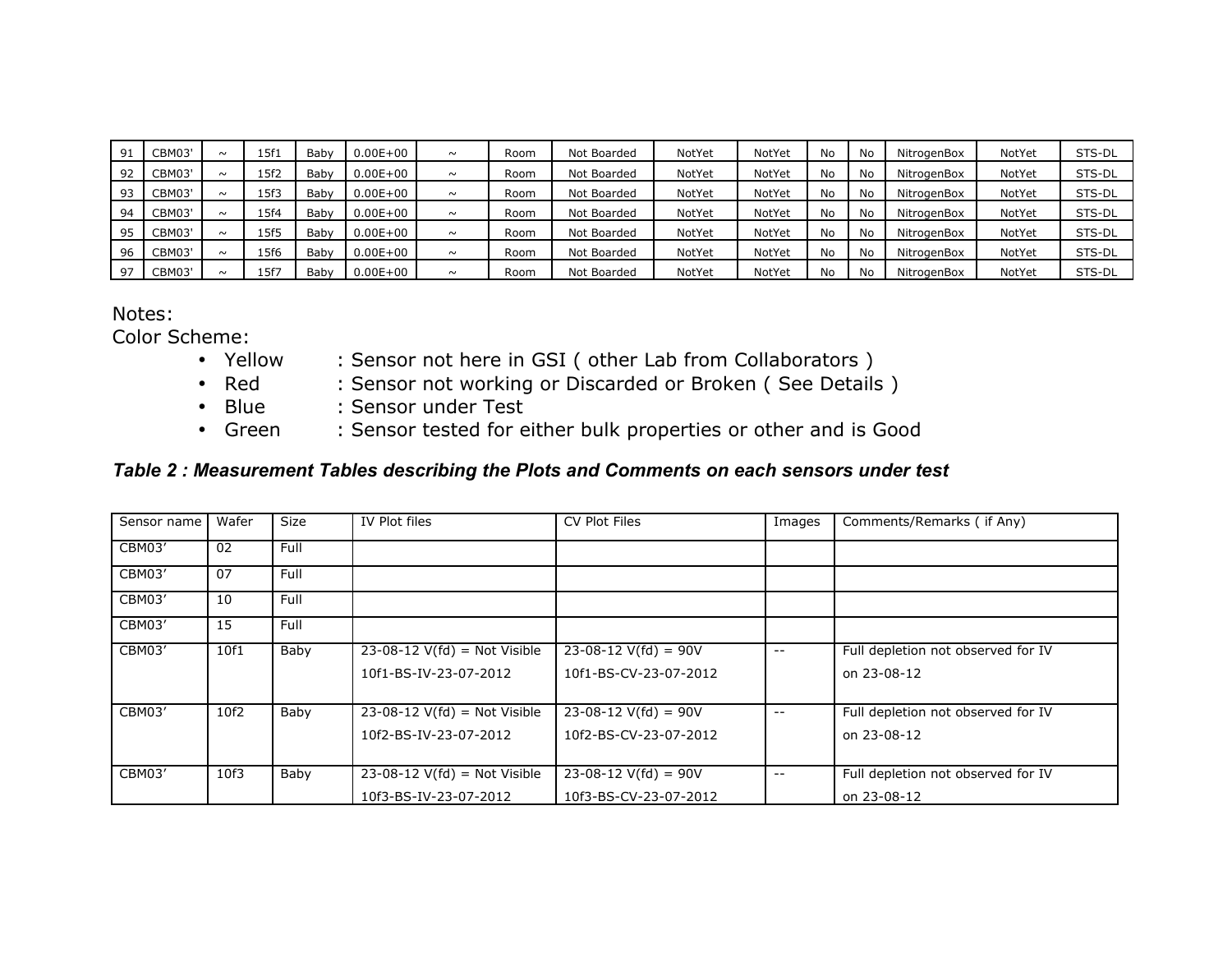| 91 | CBM03' | ~ | 15f1 | Baby | 0.00E+00 | ~ | Room | Not Boarded | NotYet | NotYet | No | No | NitrogenBox | NotYet | STS-DL |
|---|---|---|---|---|---|---|---|---|---|---|---|---|---|---|---|
| 92 | CBM03' | ~ | 15f2 | Baby | 0.00E+00 | ~ | Room | Not Boarded | NotYet | NotYet | No | No | NitrogenBox | NotYet | STS-DL |
| 93 | CBM03' | ~ | 15f3 | Baby | 0.00E+00 | ~ | Room | Not Boarded | NotYet | NotYet | No | No | NitrogenBox | NotYet | STS-DL |
| 94 | CBM03' | ~ | 15f4 | Baby | 0.00E+00 | ~ | Room | Not Boarded | NotYet | NotYet | No | No | NitrogenBox | NotYet | STS-DL |
| 95 | CBM03' | ~ | 15f5 | Baby | 0.00E+00 | ~ | Room | Not Boarded | NotYet | NotYet | No | No | NitrogenBox | NotYet | STS-DL |
| 96 | CBM03' | ~ | 15f6 | Baby | 0.00E+00 | ~ | Room | Not Boarded | NotYet | NotYet | No | No | NitrogenBox | NotYet | STS-DL |
| 97 | CBM03' | ~ | 15f7 | Baby | 0.00E+00 | ~ | Room | Not Boarded | NotYet | NotYet | No | No | NitrogenBox | NotYet | STS-DL |

Notes:

Color Scheme:

- Yellow : Sensor not here in GSI ( other Lab from Collaborators )
- Red : Sensor not working or Discarded or Broken ( See Details )
- Blue : Sensor under Test
- Green : Sensor tested for either bulk properties or other and is Good

***Table 2 : Measurement Tables describing the Plots and Comments on each sensors under test***

| Sensor name | Wafer | Size | IV Plot files | CV Plot Files | Images | Comments/Remarks ( if Any) |
|---|---|---|---|---|---|---|
| CBM03’ | 02 | Full | | | | |
| CBM03’ | 07 | Full | | | | |
| CBM03’ | 10 | Full | | | | |
| CBM03’ | 15 | Full | | | | |
| CBM03’ | 10f1 | Baby | 23-08-12 V(fd) = Not Visible 10f1-BS-IV-23-07-2012 | 23-08-12 V(fd) = 90V 10f1-BS-CV-23-07-2012 | -- | Full depletion not observed for IV on 23-08-12 |
| CBM03’ | 10f2 | Baby | 23-08-12 V(fd) = Not Visible 10f2-BS-IV-23-07-2012 | 23-08-12 V(fd) = 90V 10f2-BS-CV-23-07-2012 | -- | Full depletion not observed for IV on 23-08-12 |
| CBM03’ | 10f3 | Baby | 23-08-12 V(fd) = Not Visible 10f3-BS-IV-23-07-2012 | 23-08-12 V(fd) = 90V 10f3-BS-CV-23-07-2012 | -- | Full depletion not observed for IV on 23-08-12 |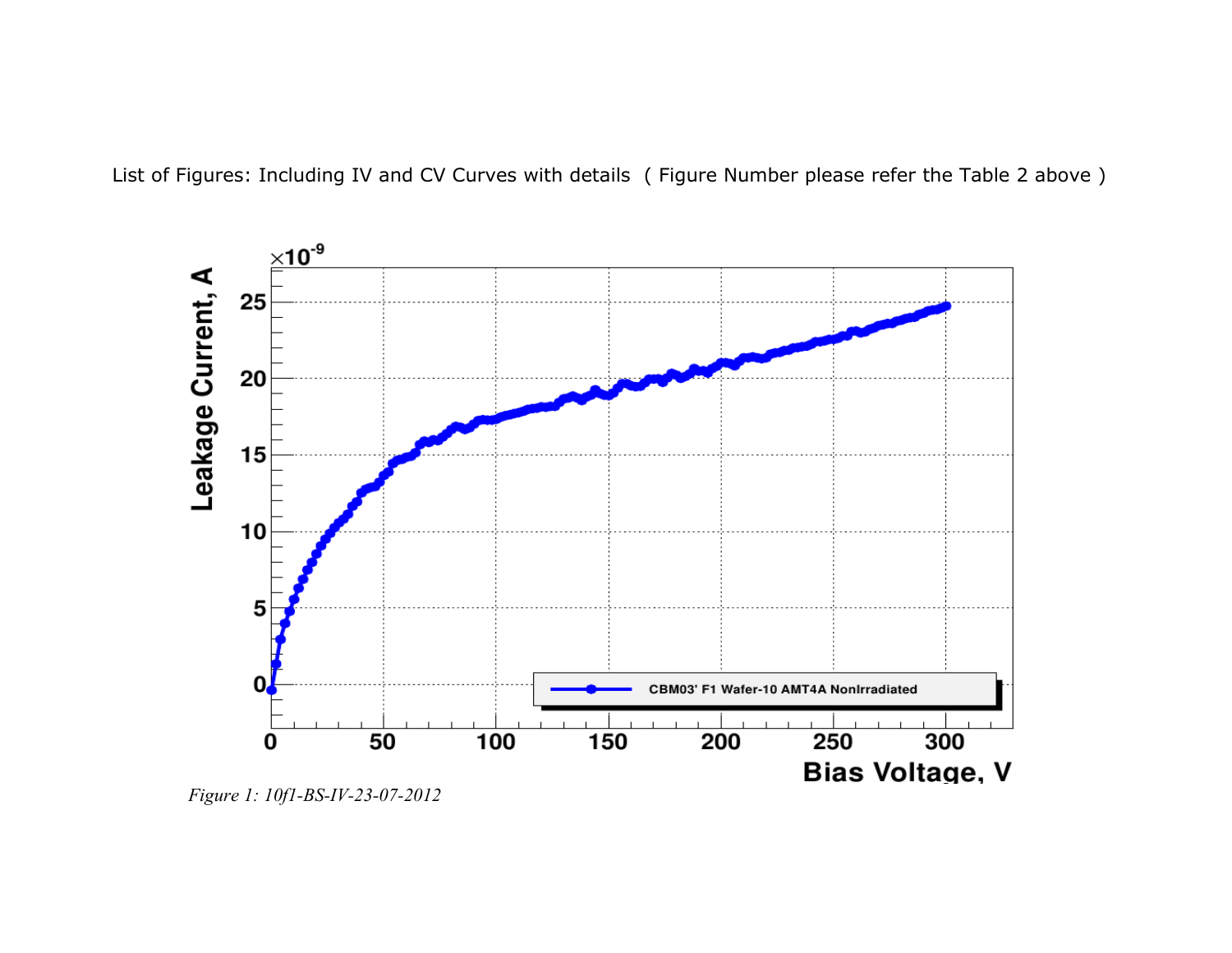List of Figures: Including IV and CV Curves with details ( Figure Number please refer the Table 2 above )

*Figure 1: 10f1-BS-IV-23-07-2012*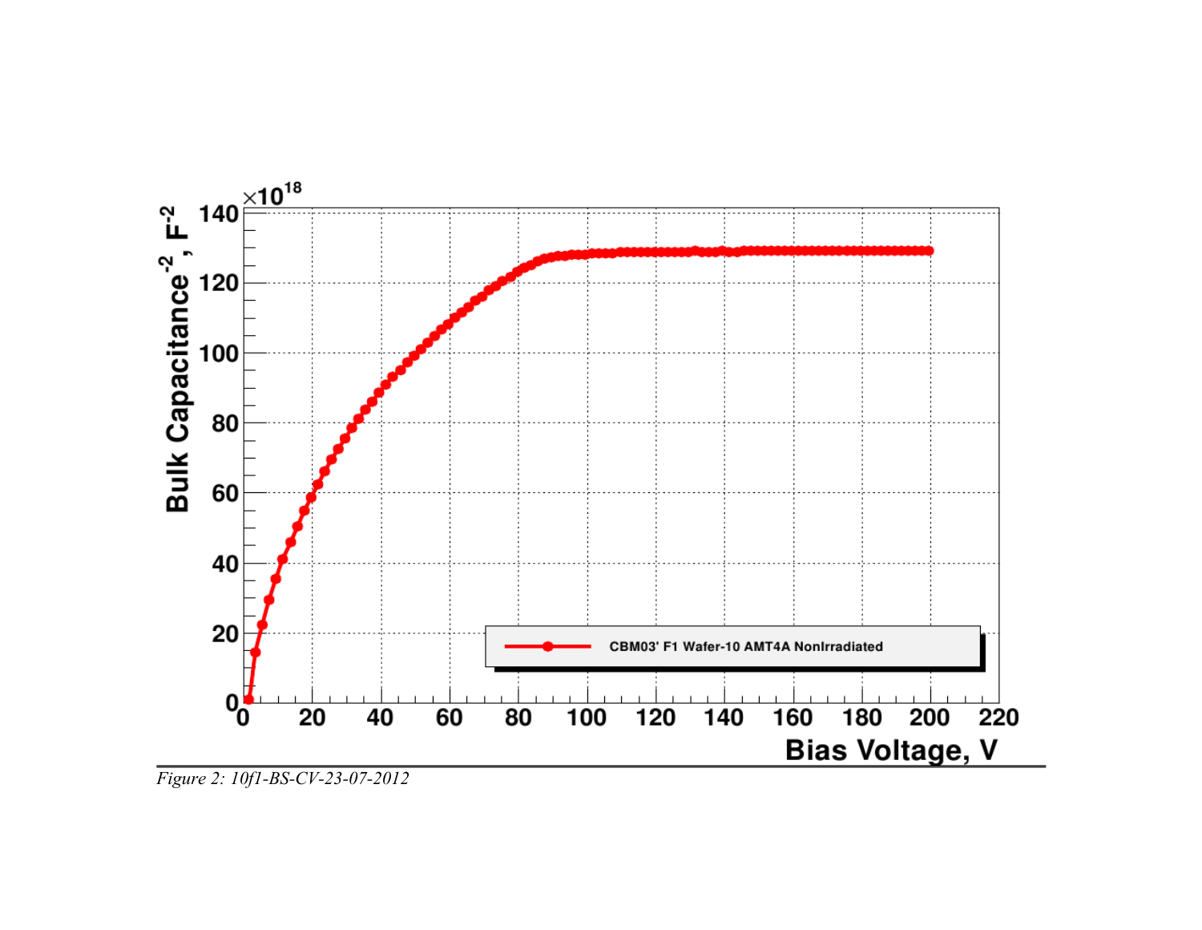*Figure 2: 10f1-BS-CV-23-07-2012*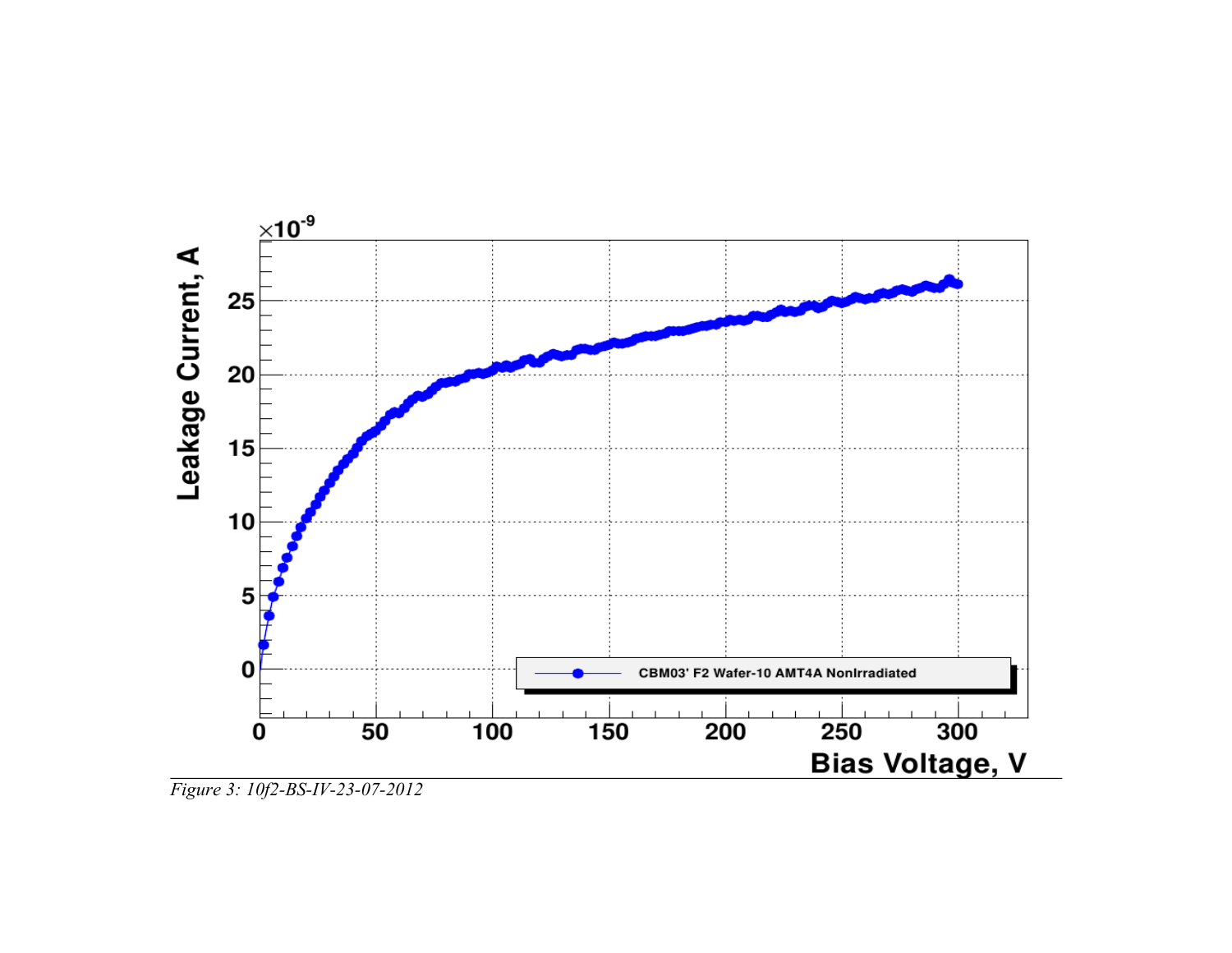*Figure 3: 10f2-BS-IV-23-07-2012*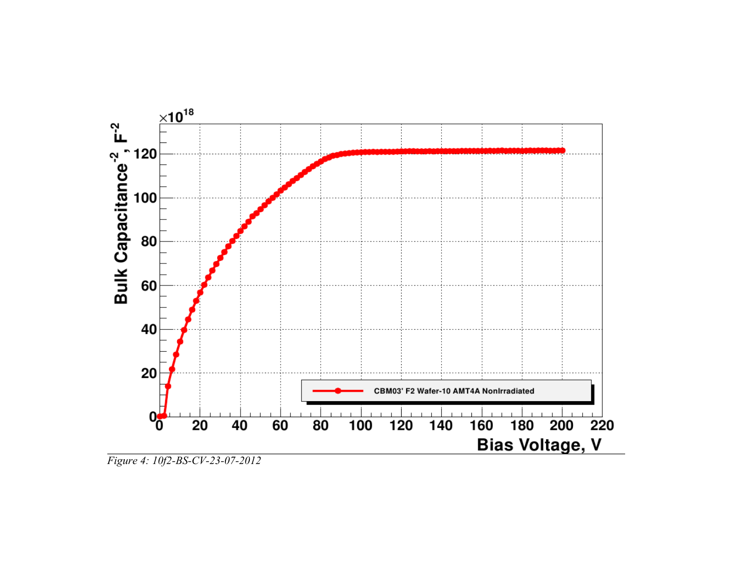*Figure 4: 10f2-BS-CV-23-07-2012*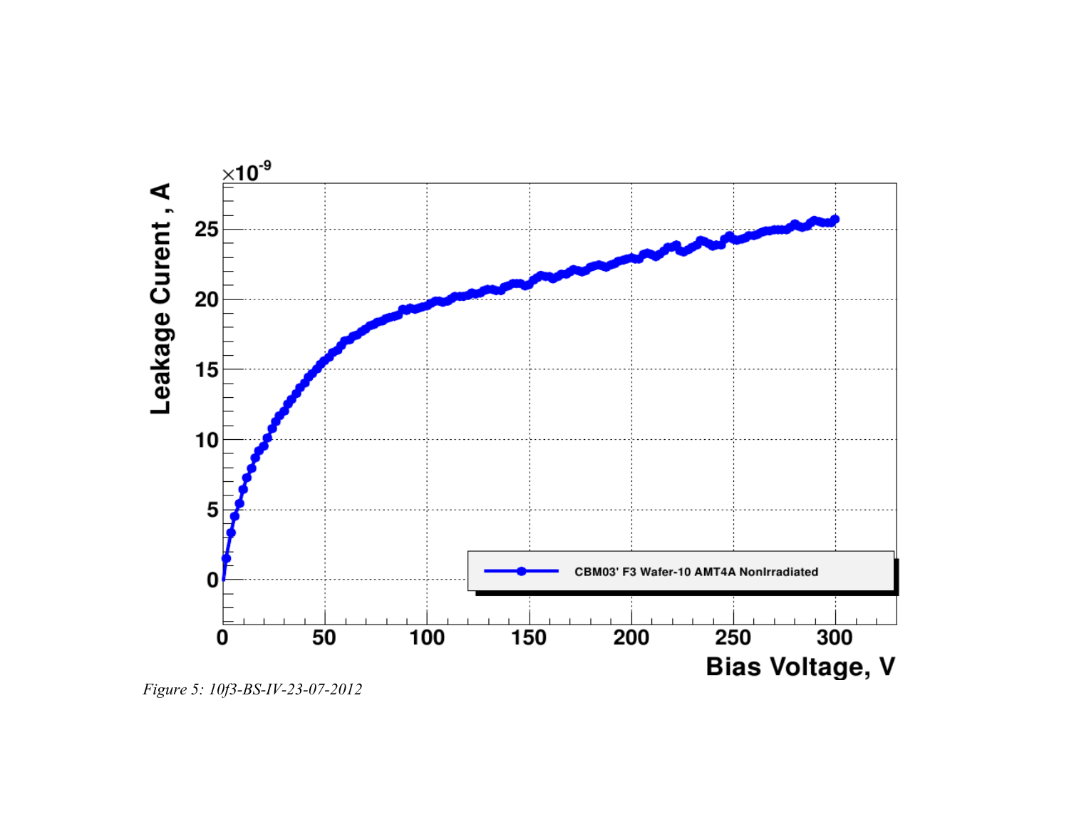*Figure 5: 10f3-BS-IV-23-07-2012*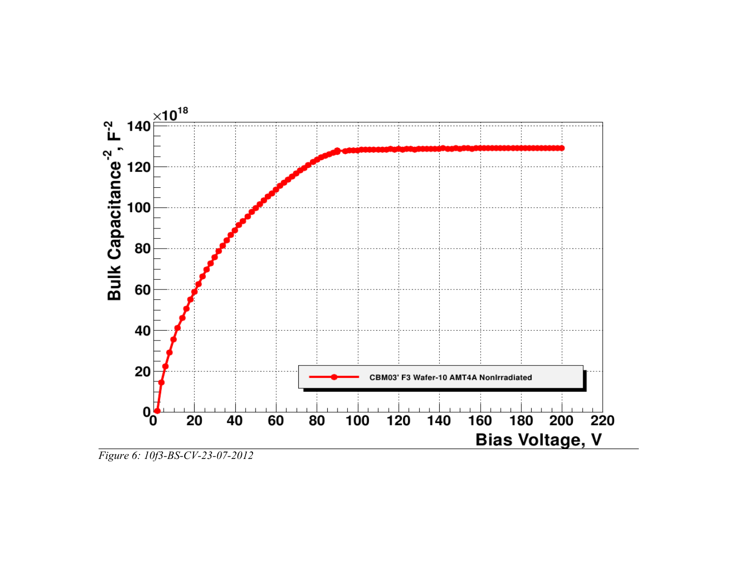×10^18

140

120

100

80

60

40

20

0

Bulk Capacitance$^{-2}$, F$^{-2}$

0 20 40 60 80 100 120 140 160 180 200 220

Bias Voltage, V

CBM03' F3 Wafer-10 AMT4A NonIrradiated

*Figure 6: 10f3-BS-CV-23-07-2012*